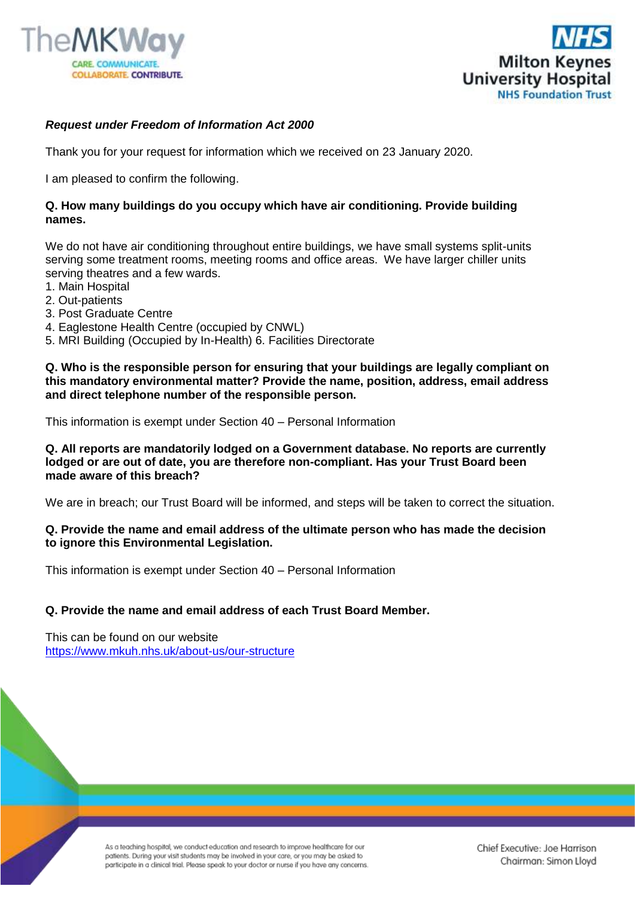TheMKWay
CARE. COMMUNICATE. COLLABORATE. CONTRIBUTE.

NHS
Milton Keynes University Hospital
NHS Foundation Trust

***Request under Freedom of Information Act 2000***

Thank you for your request for information which we received on 23 January 2020.

I am pleased to confirm the following.

**Q. How many buildings do you occupy which have air conditioning. Provide building names.**

We do not have air conditioning throughout entire buildings, we have small systems split-units serving some treatment rooms, meeting rooms and office areas. We have larger chiller units serving theatres and a few wards.
1. Main Hospital
2. Out-patients
3. Post Graduate Centre
4. Eaglestone Health Centre (occupied by CNWL)
5. MRI Building (Occupied by In-Health) 6. Facilities Directorate

**Q. Who is the responsible person for ensuring that your buildings are legally compliant on this mandatory environmental matter? Provide the name, position, address, email address and direct telephone number of the responsible person.**

This information is exempt under Section 40 – Personal Information

**Q. All reports are mandatorily lodged on a Government database. No reports are currently lodged or are out of date, you are therefore non-compliant. Has your Trust Board been made aware of this breach?**

We are in breach; our Trust Board will be informed, and steps will be taken to correct the situation.

**Q. Provide the name and email address of the ultimate person who has made the decision to ignore this Environmental Legislation.**

This information is exempt under Section 40 – Personal Information

**Q. Provide the name and email address of each Trust Board Member.**

This can be found on our website
https://www.mkuh.nhs.uk/about-us/our-structure

As a teaching hospital, we conduct education and research to improve healthcare for our patients. During your visit students may be involved in your care, or you may be asked to participate in a clinical trial. Please speak to your doctor or nurse if you have any concerns.

Chief Executive: Joe Harrison
Chairman: Simon Lloyd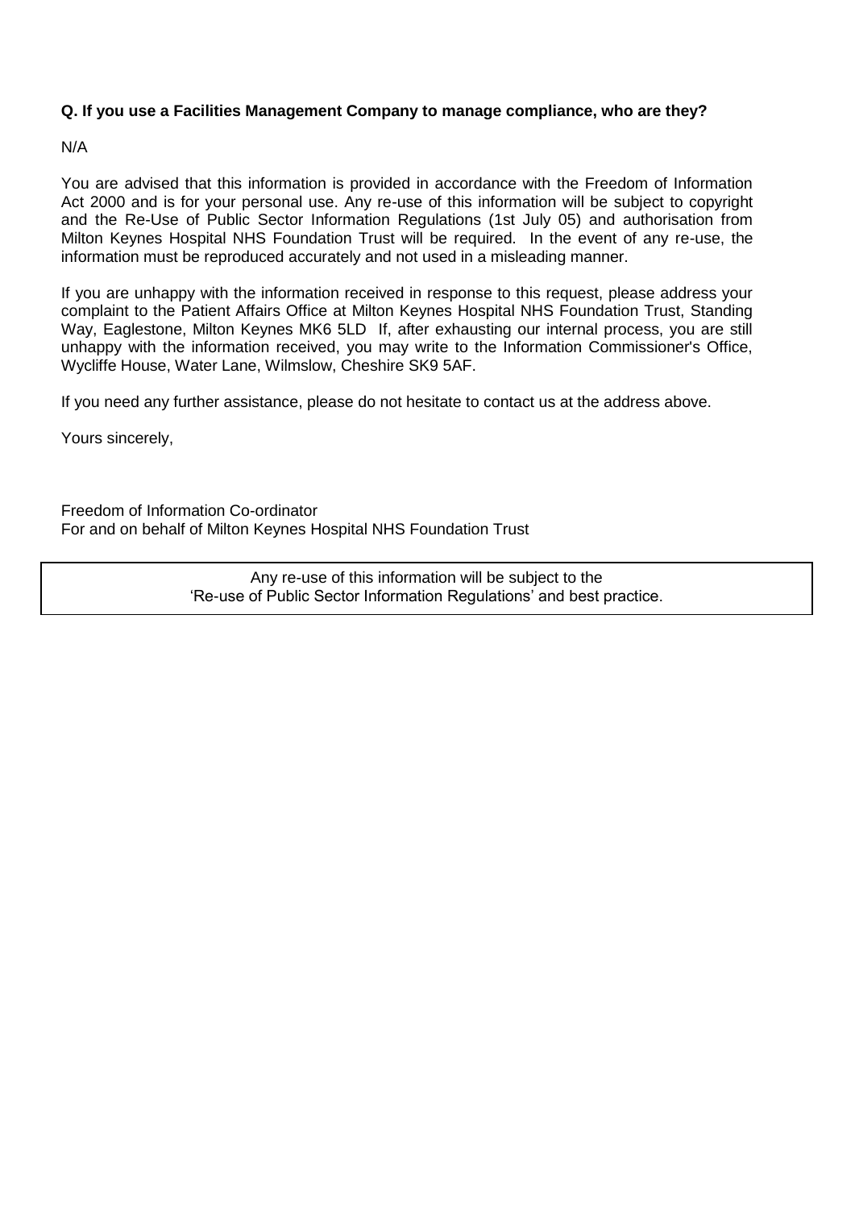**Q. If you use a Facilities Management Company to manage compliance, who are they?**

N/A

You are advised that this information is provided in accordance with the Freedom of Information Act 2000 and is for your personal use. Any re-use of this information will be subject to copyright and the Re-Use of Public Sector Information Regulations (1st July 05) and authorisation from Milton Keynes Hospital NHS Foundation Trust will be required. In the event of any re-use, the information must be reproduced accurately and not used in a misleading manner.

If you are unhappy with the information received in response to this request, please address your complaint to the Patient Affairs Office at Milton Keynes Hospital NHS Foundation Trust, Standing Way, Eaglestone, Milton Keynes MK6 5LD If, after exhausting our internal process, you are still unhappy with the information received, you may write to the Information Commissioner's Office, Wycliffe House, Water Lane, Wilmslow, Cheshire SK9 5AF.

If you need any further assistance, please do not hesitate to contact us at the address above.

Yours sincerely,

Freedom of Information Co-ordinator
For and on behalf of Milton Keynes Hospital NHS Foundation Trust

Any re-use of this information will be subject to the
'Re-use of Public Sector Information Regulations' and best practice.